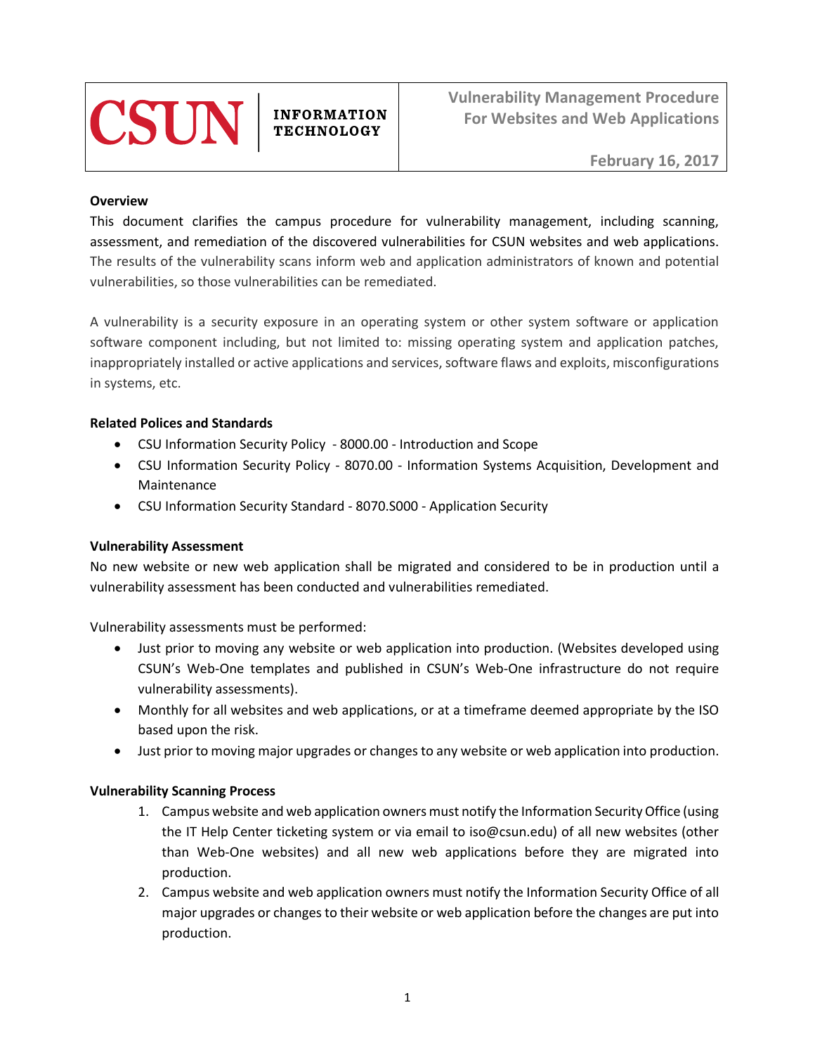CSUN | INFORMATION TECHNOLOGY

# Vulnerability Management Procedure For Websites and Web Applications

February 16, 2017

## Overview

This document clarifies the campus procedure for vulnerability management, including scanning, assessment, and remediation of the discovered vulnerabilities for CSUN websites and web applications. The results of the vulnerability scans inform web and application administrators of known and potential vulnerabilities, so those vulnerabilities can be remediated.

A vulnerability is a security exposure in an operating system or other system software or application software component including, but not limited to: missing operating system and application patches, inappropriately installed or active applications and services, software flaws and exploits, misconfigurations in systems, etc.

## Related Polices and Standards

- CSU Information Security Policy - 8000.00 - Introduction and Scope
- CSU Information Security Policy - 8070.00 - Information Systems Acquisition, Development and Maintenance
- CSU Information Security Standard - 8070.S000 - Application Security

## Vulnerability Assessment

No new website or new web application shall be migrated and considered to be in production until a vulnerability assessment has been conducted and vulnerabilities remediated.

Vulnerability assessments must be performed:

- Just prior to moving any website or web application into production. (Websites developed using CSUN's Web-One templates and published in CSUN's Web-One infrastructure do not require vulnerability assessments).
- Monthly for all websites and web applications, or at a timeframe deemed appropriate by the ISO based upon the risk.
- Just prior to moving major upgrades or changes to any website or web application into production.

## Vulnerability Scanning Process

1. Campus website and web application owners must notify the Information Security Office (using the IT Help Center ticketing system or via email to iso@csun.edu) of all new websites (other than Web-One websites) and all new web applications before they are migrated into production.
2. Campus website and web application owners must notify the Information Security Office of all major upgrades or changes to their website or web application before the changes are put into production.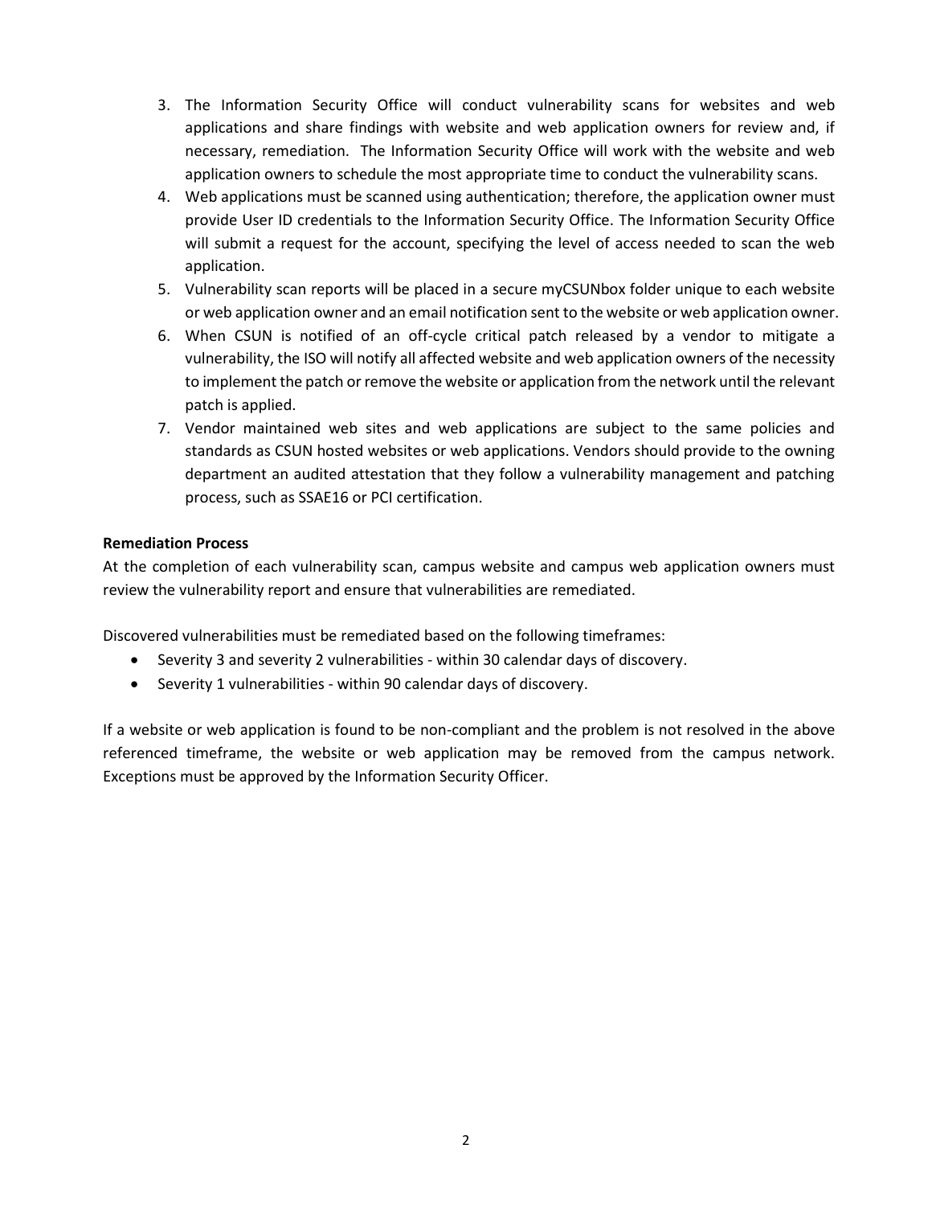3. The Information Security Office will conduct vulnerability scans for websites and web applications and share findings with website and web application owners for review and, if necessary, remediation. The Information Security Office will work with the website and web application owners to schedule the most appropriate time to conduct the vulnerability scans.
4. Web applications must be scanned using authentication; therefore, the application owner must provide User ID credentials to the Information Security Office. The Information Security Office will submit a request for the account, specifying the level of access needed to scan the web application.
5. Vulnerability scan reports will be placed in a secure myCSUNbox folder unique to each website or web application owner and an email notification sent to the website or web application owner.
6. When CSUN is notified of an off-cycle critical patch released by a vendor to mitigate a vulnerability, the ISO will notify all affected website and web application owners of the necessity to implement the patch or remove the website or application from the network until the relevant patch is applied.
7. Vendor maintained web sites and web applications are subject to the same policies and standards as CSUN hosted websites or web applications. Vendors should provide to the owning department an audited attestation that they follow a vulnerability management and patching process, such as SSAE16 or PCI certification.

**Remediation Process**

At the completion of each vulnerability scan, campus website and campus web application owners must review the vulnerability report and ensure that vulnerabilities are remediated.

Discovered vulnerabilities must be remediated based on the following timeframes:

- Severity 3 and severity 2 vulnerabilities - within 30 calendar days of discovery.
- Severity 1 vulnerabilities - within 90 calendar days of discovery.

If a website or web application is found to be non-compliant and the problem is not resolved in the above referenced timeframe, the website or web application may be removed from the campus network. Exceptions must be approved by the Information Security Officer.